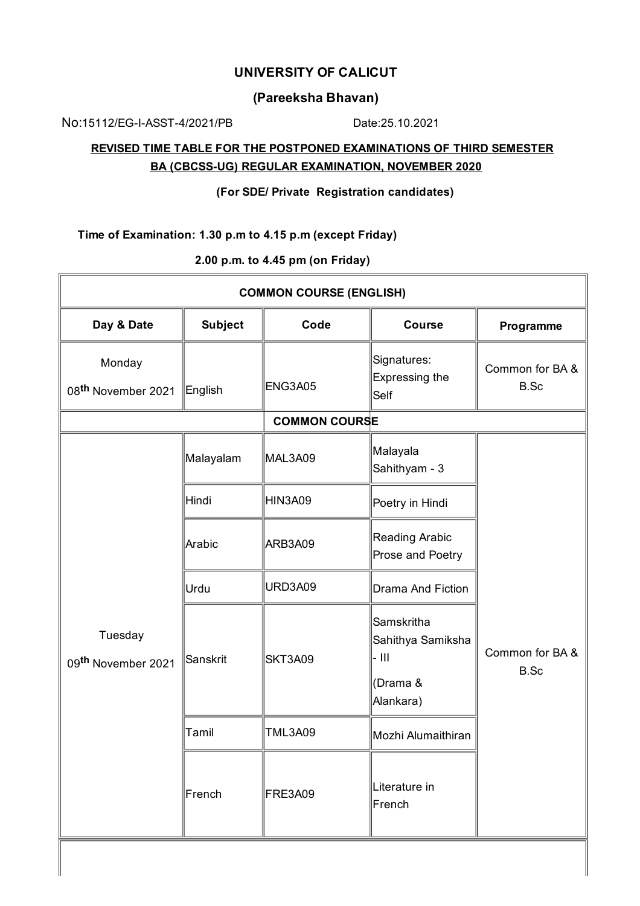# UNIVERSITY OF CALICUT

## (Pareeksha Bhavan)

No:15112/EG-I-ASST-4/2021/PB                    Date:25.10.2021

**REVISED TIME TABLE FOR THE POSTPONED EXAMINATIONS OF THIRD SEMESTER BA (CBCSS-UG) REGULAR EXAMINATION, NOVEMBER 2020**

**(For SDE/ Private Registration candidates)**

**Time of Examination: 1.30 p.m to 4.15 p.m (except Friday)**

**2.00 p.m. to 4.45 pm (on Friday)**

| COMMON COURSE (ENGLISH) | | | | |
|---|---|---|---|---|
| **Day & Date** | **Subject** | **Code** | **Course** | **Programme** |
| Monday 08th November 2021 | English | ENG3A05 | Signatures: Expressing the Self | Common for BA & B.Sc |
| **COMMON COURSE** | | | | |
| Tuesday 09th November 2021 | Malayalam | MAL3A09 | Malayala Sahithyam - 3 | Common for BA & B.Sc |
| | Hindi | HIN3A09 | Poetry in Hindi | |
| | Arabic | ARB3A09 | Reading Arabic Prose and Poetry | |
| | Urdu | URD3A09 | Drama And Fiction | |
| | Sanskrit | SKT3A09 | Samskritha Sahithya Samiksha - III (Drama & Alankara) | |
| | Tamil | TML3A09 | Mozhi Alumaithiran | |
| | French | FRE3A09 | Literature in French | |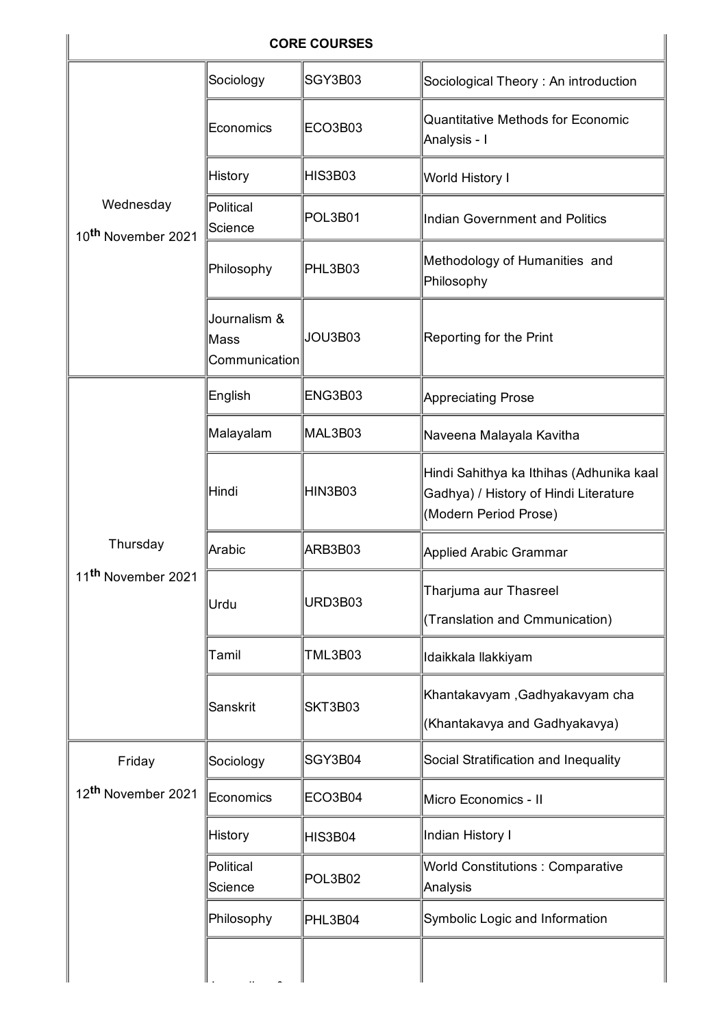| CORE COURSES | | | |
|---|---|---|---|
| Wednesday 10th November 2021 | Sociology | SGY3B03 | Sociological Theory : An introduction |
| | Economics | ECO3B03 | Quantitative Methods for Economic Analysis - I |
| | History | HIS3B03 | World History I |
| | Political Science | POL3B01 | Indian Government and Politics |
| | Philosophy | PHL3B03 | Methodology of Humanities and Philosophy |
| | Journalism & Mass Communication | JOU3B03 | Reporting for the Print |
| Thursday 11th November 2021 | English | ENG3B03 | Appreciating Prose |
| | Malayalam | MAL3B03 | Naveena Malayala Kavitha |
| | Hindi | HIN3B03 | Hindi Sahithya ka Ithihas (Adhunika kaal Gadhya) / History of Hindi Literature (Modern Period Prose) |
| | Arabic | ARB3B03 | Applied Arabic Grammar |
| | Urdu | URD3B03 | Tharjuma aur Thasreel (Translation and Cmmunication) |
| | Tamil | TML3B03 | Idaikkala llakkiyam |
| | Sanskrit | SKT3B03 | Khantakavyam ,Gadhyakavyam cha (Khantakavya and Gadhyakavya) |
| Friday 12th November 2021 | Sociology | SGY3B04 | Social Stratification and Inequality |
| | Economics | ECO3B04 | Micro Economics - II |
| | History | HIS3B04 | Indian History I |
| | Political Science | POL3B02 | World Constitutions : Comparative Analysis |
| | Philosophy | PHL3B04 | Symbolic Logic and Information |
| | | | |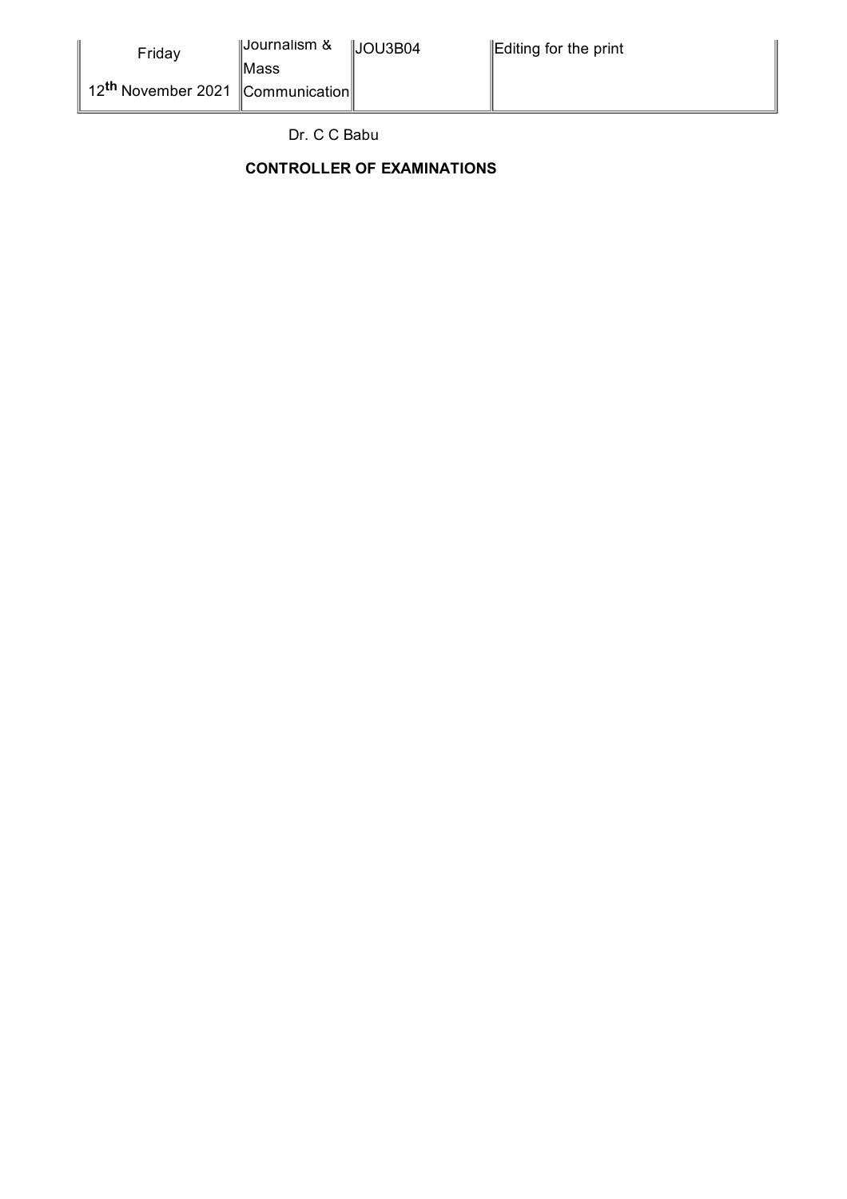| | | | |
|---|---|---|---|
| Friday 12th November 2021 | Journalism & Mass Communication | JOU3B04 | Editing for the print |

Dr. C C Babu

**CONTROLLER OF EXAMINATIONS**